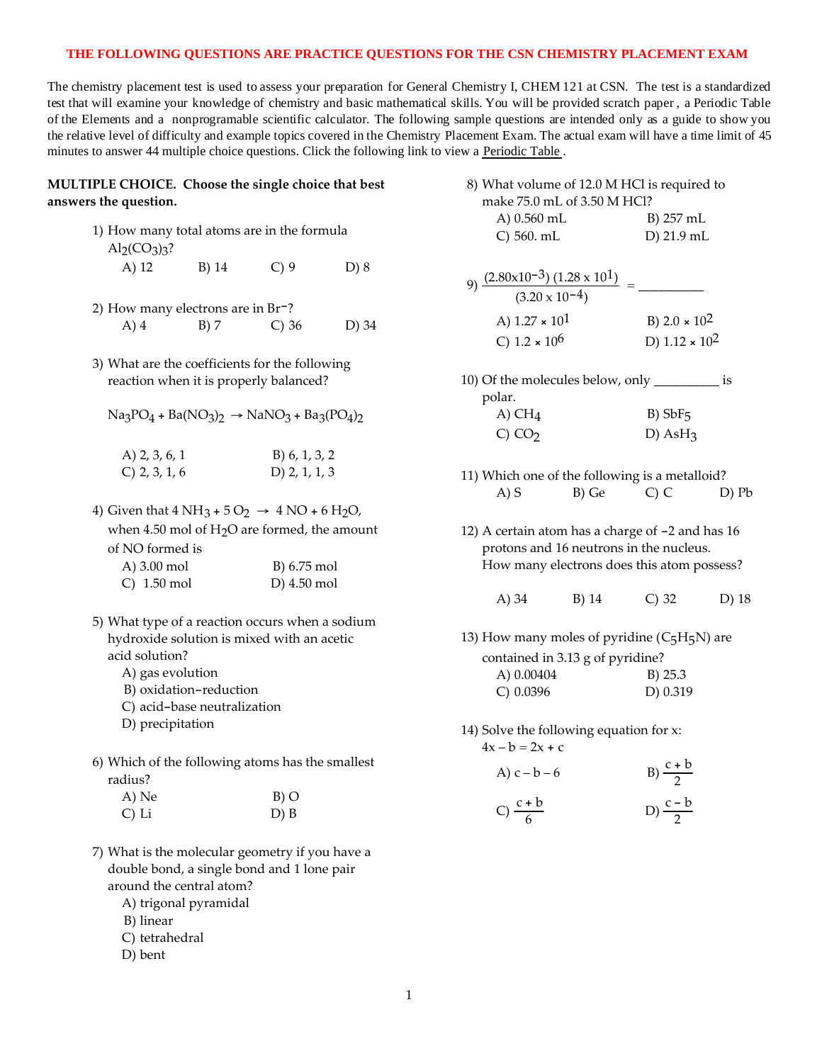# THE FOLLOWING QUESTIONS ARE PRACTICE QUESTIONS FOR THE CSN CHEMISTRY PLACEMENT EXAM

The chemistry placement test is used to assess your preparation for General Chemistry I, CHEM 121 at CSN. The test is a standardized test that will examine your knowledge of chemistry and basic mathematical skills. You will be provided scratch paper, a Periodic Table of the Elements and a nonprogramable scientific calculator. The following sample questions are intended only as a guide to show you the relative level of difficulty and example topics covered in the Chemistry Placement Exam. The actual exam will have a time limit of 45 minutes to answer 44 multiple choice questions. Click the following link to view a Periodic Table .

**MULTIPLE CHOICE. Choose the single choice that best answers the question.**

1) How many total atoms are in the formula $Al_2(CO_3)_3$?

A) 12 B) 14 C) 9 D) 8

2) How many electrons are in $Br^-$?

A) 4 B) 7 C) 36 D) 34

3) What are the coefficients for the following reaction when it is properly balanced?

$Na_3PO_4 + Ba(NO_3)_2 \rightarrow NaNO_3 + Ba_3(PO_4)_2$

A) 2, 3, 6, 1 B) 6, 1, 3, 2
C) 2, 3, 1, 6 D) 2, 1, 1, 3

4) Given that $4\ NH_3 + 5\ O_2 \rightarrow 4\ NO + 6\ H_2O$, when 4.50 mol of $H_2O$ are formed, the amount of NO formed is

A) 3.00 mol B) 6.75 mol
C) 1.50 mol D) 4.50 mol

5) What type of a reaction occurs when a sodium hydroxide solution is mixed with an acetic acid solution?

A) gas evolution
B) oxidation-reduction
C) acid-base neutralization
D) precipitation

6) Which of the following atoms has the smallest radius?

A) Ne B) O
C) Li D) B

7) What is the molecular geometry if you have a double bond, a single bond and 1 lone pair around the central atom?

A) trigonal pyramidal
B) linear
C) tetrahedral
D) bent

8) What volume of 12.0 M HCl is required to make 75.0 mL of 3.50 M HCl?

A) 0.560 mL B) 257 mL
C) 560. mL D) 21.9 mL

9) $\dfrac{(2.80\text{x}10^{-3})\ (1.28 \text{ x } 10^{1})}{(3.20 \text{ x } 10^{-4})}$ = __________

A) $1.27 \times 10^{1}$ B) $2.0 \times 10^{2}$
C) $1.2 \times 10^{6}$ D) $1.12 \times 10^{2}$

10) Of the molecules below, only __________ is polar.

A) $CH_4$ B) $SbF_5$
C) $CO_2$ D) $AsH_3$

11) Which one of the following is a metalloid?

A) S B) Ge C) C D) Pb

12) A certain atom has a charge of −2 and has 16 protons and 16 neutrons in the nucleus. How many electrons does this atom possess?

A) 34 B) 14 C) 32 D) 18

13) How many moles of pyridine ($C_5H_5N$) are contained in 3.13 g of pyridine?

A) 0.00404 B) 25.3
C) 0.0396 D) 0.319

14) Solve the following equation for x:
$4x - b = 2x + c$

A) $c - b - 6$ B) $\dfrac{c + b}{2}$
C) $\dfrac{c + b}{6}$ D) $\dfrac{c - b}{2}$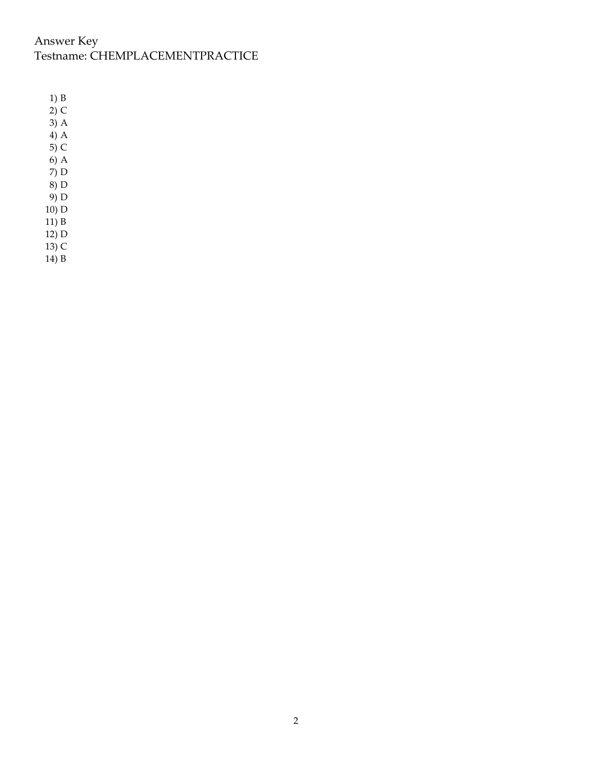Answer Key
Testname: CHEMPLACEMENTPRACTICE

1) B
2) C
3) A
4) A
5) C
6) A
7) D
8) D
9) D
10) D
11) B
12) D
13) C
14) B